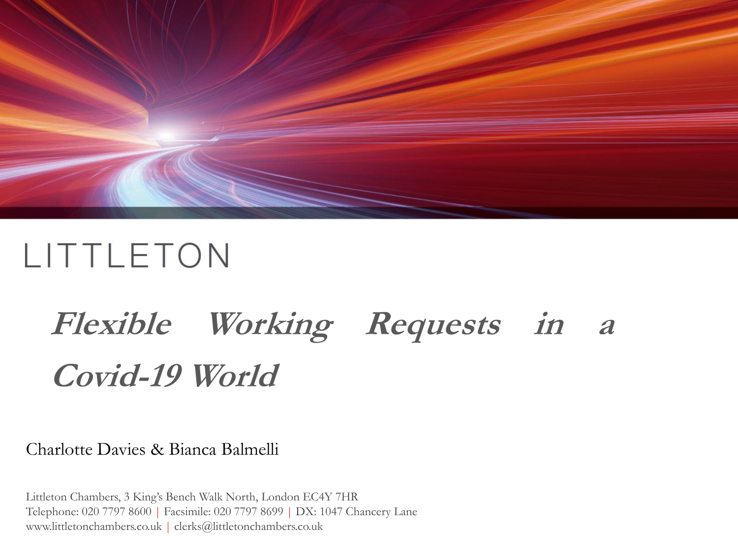LITTLETON

# *Flexible Working Requests in a Covid-19 World*

Charlotte Davies & Bianca Balmelli

Littleton Chambers, 3 King's Bench Walk North, London EC4Y 7HR
Telephone: 020 7797 8600 | Facsimile: 020 7797 8699 | DX: 1047 Chancery Lane
www.littletonchambers.co.uk | clerks@littletonchambers.co.uk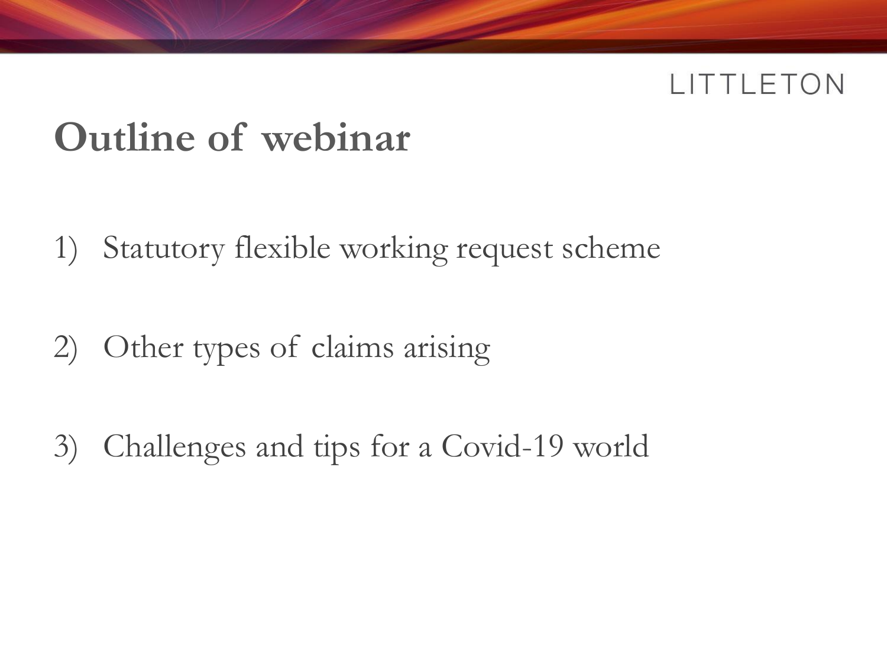# Outline of webinar

1) Statutory flexible working request scheme
2) Other types of claims arising
3) Challenges and tips for a Covid-19 world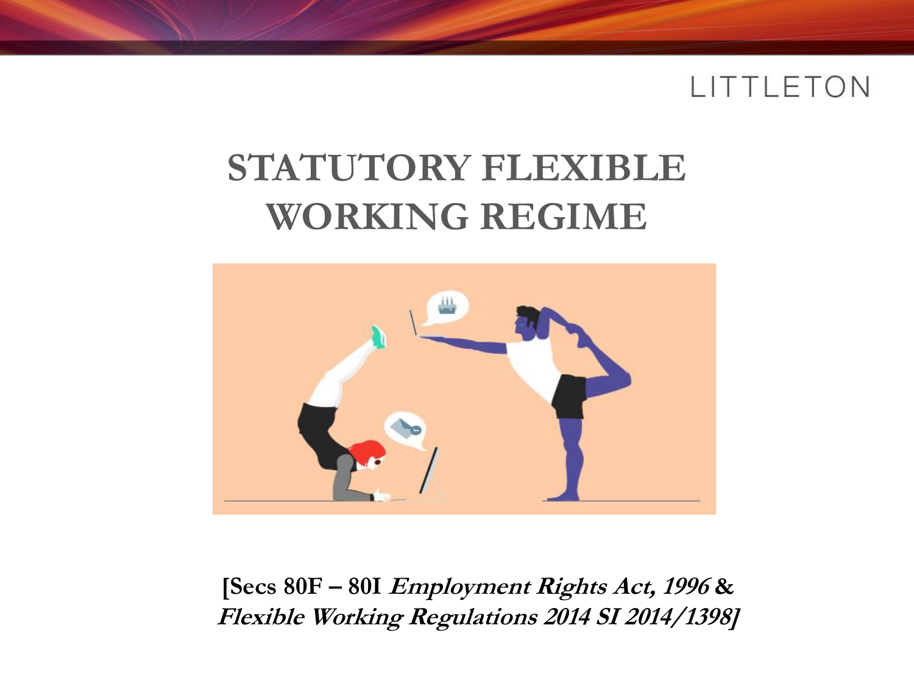# STATUTORY FLEXIBLE WORKING REGIME

**[Secs 80F – 80I *Employment Rights Act, 1996* & *Flexible Working Regulations 2014 SI 2014/1398*]**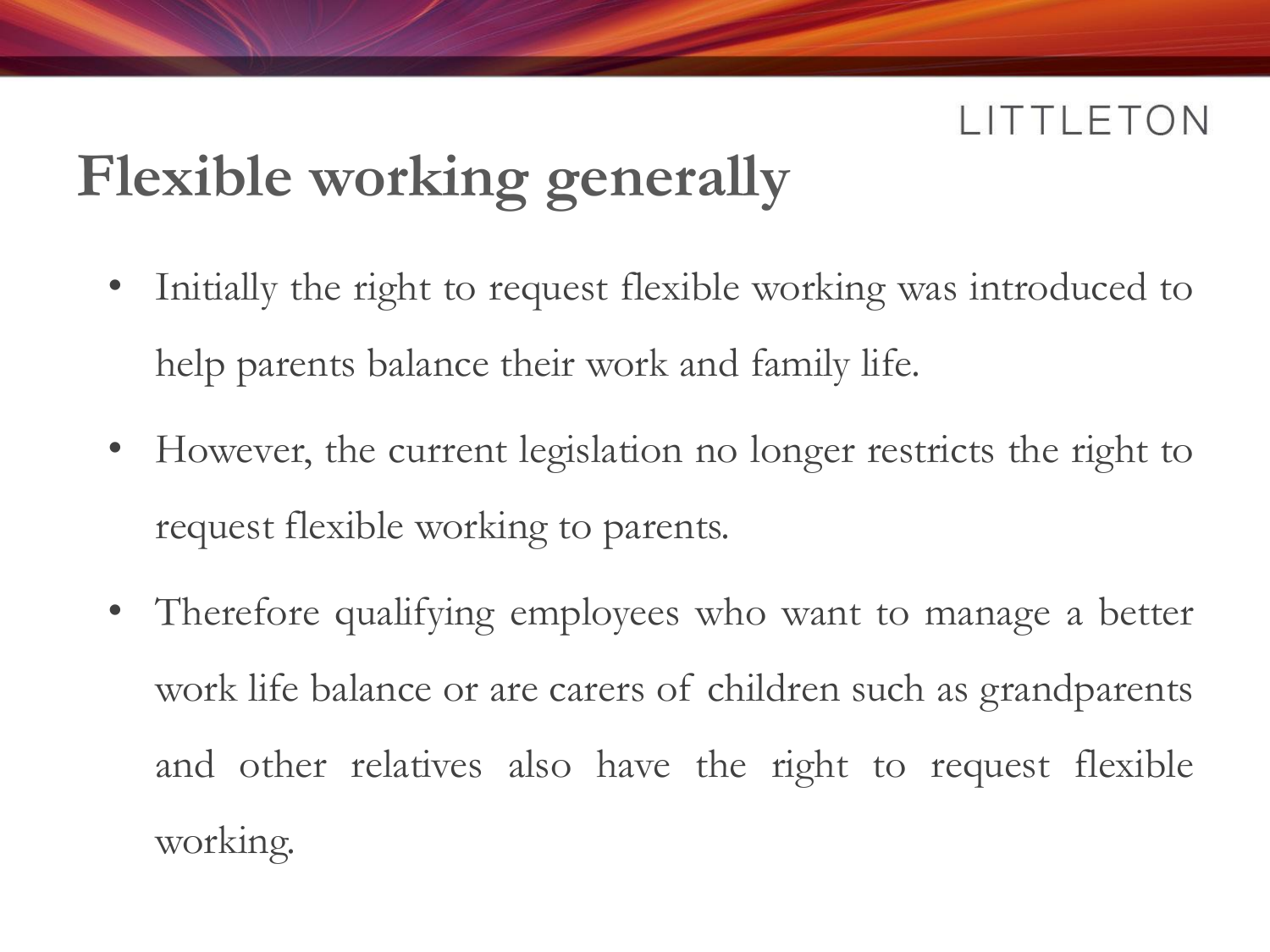# Flexible working generally

- Initially the right to request flexible working was introduced to help parents balance their work and family life.
- However, the current legislation no longer restricts the right to request flexible working to parents.
- Therefore qualifying employees who want to manage a better work life balance or are carers of children such as grandparents and other relatives also have the right to request flexible working.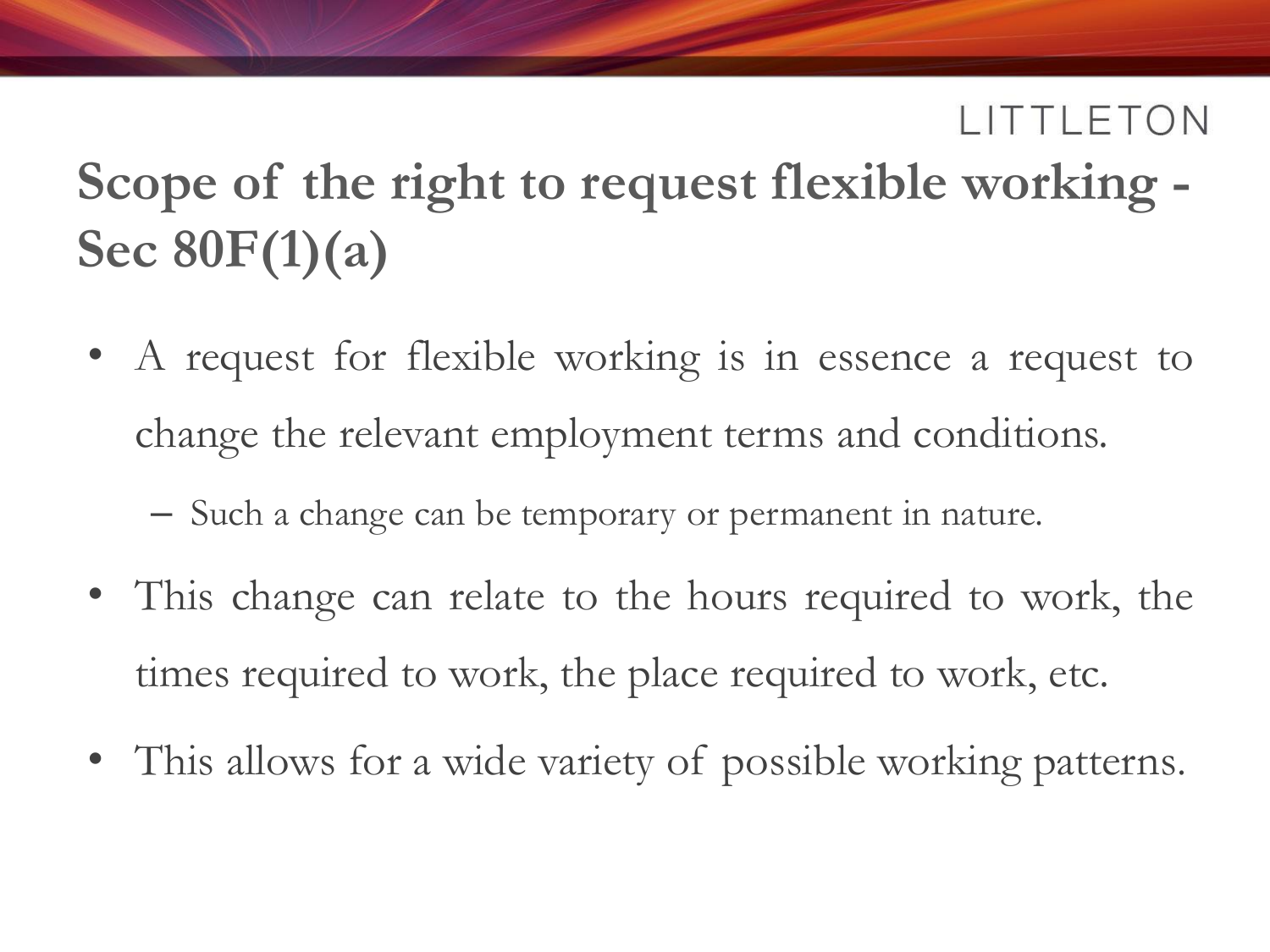# Scope of the right to request flexible working - Sec 80F(1)(a)

- A request for flexible working is in essence a request to change the relevant employment terms and conditions.
  - Such a change can be temporary or permanent in nature.
- This change can relate to the hours required to work, the times required to work, the place required to work, etc.
- This allows for a wide variety of possible working patterns.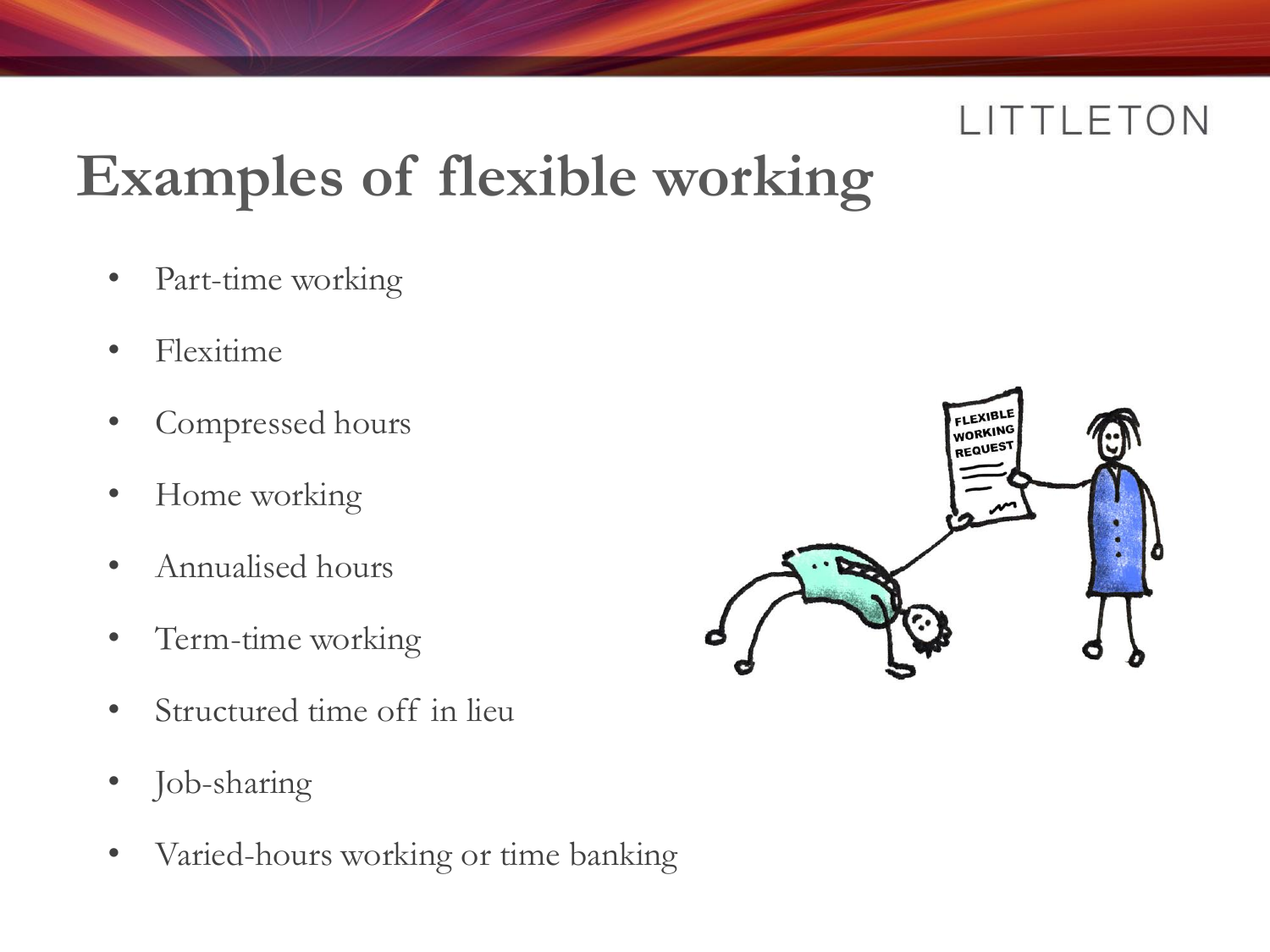# Examples of flexible working

- Part-time working
- Flexitime
- Compressed hours
- Home working
- Annualised hours
- Term-time working
- Structured time off in lieu
- Job-sharing
- Varied-hours working or time banking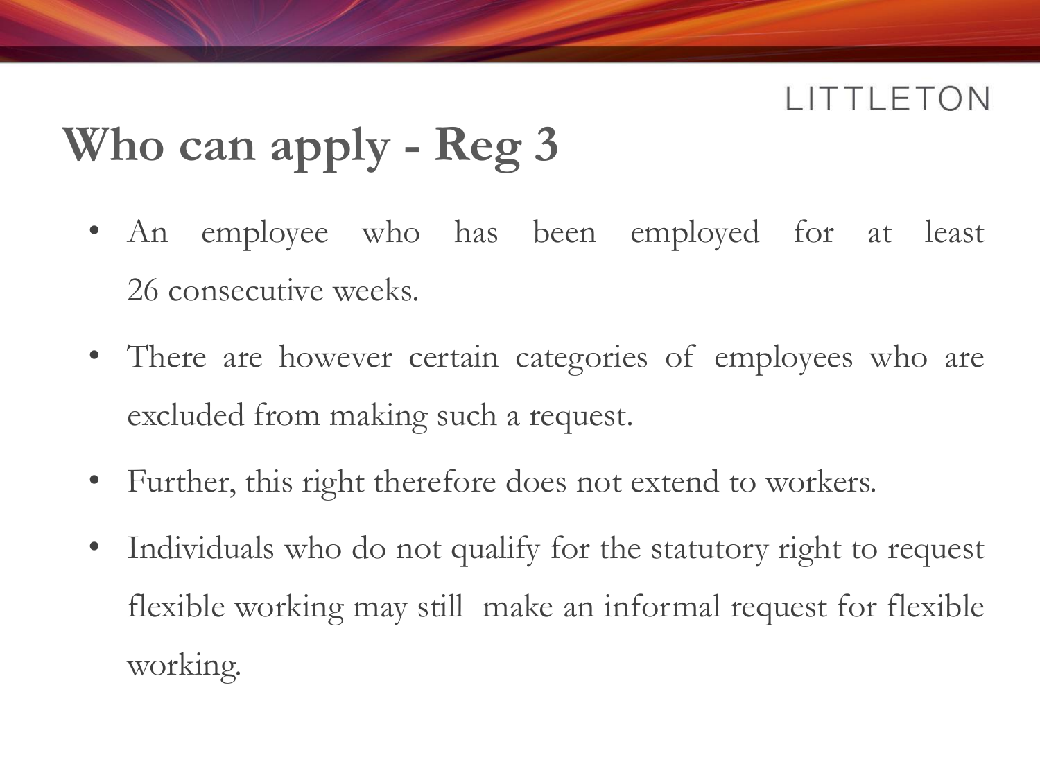# Who can apply - Reg 3

- An employee who has been employed for at least 26 consecutive weeks.
- There are however certain categories of employees who are excluded from making such a request.
- Further, this right therefore does not extend to workers.
- Individuals who do not qualify for the statutory right to request flexible working may still make an informal request for flexible working.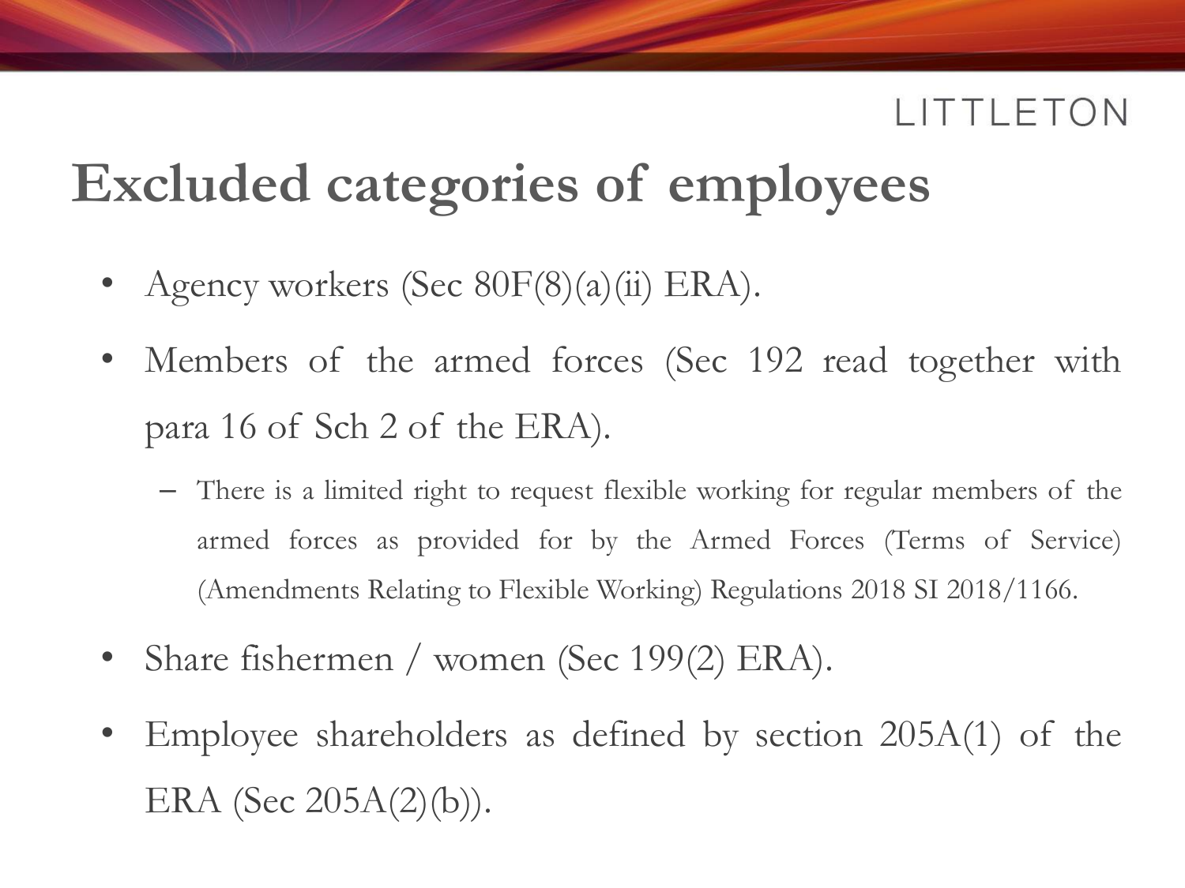# Excluded categories of employees

- Agency workers (Sec 80F(8)(a)(ii) ERA).
- Members of the armed forces (Sec 192 read together with para 16 of Sch 2 of the ERA).
  - There is a limited right to request flexible working for regular members of the armed forces as provided for by the Armed Forces (Terms of Service) (Amendments Relating to Flexible Working) Regulations 2018 SI 2018/1166.
- Share fishermen / women (Sec 199(2) ERA).
- Employee shareholders as defined by section 205A(1) of the ERA (Sec 205A(2)(b)).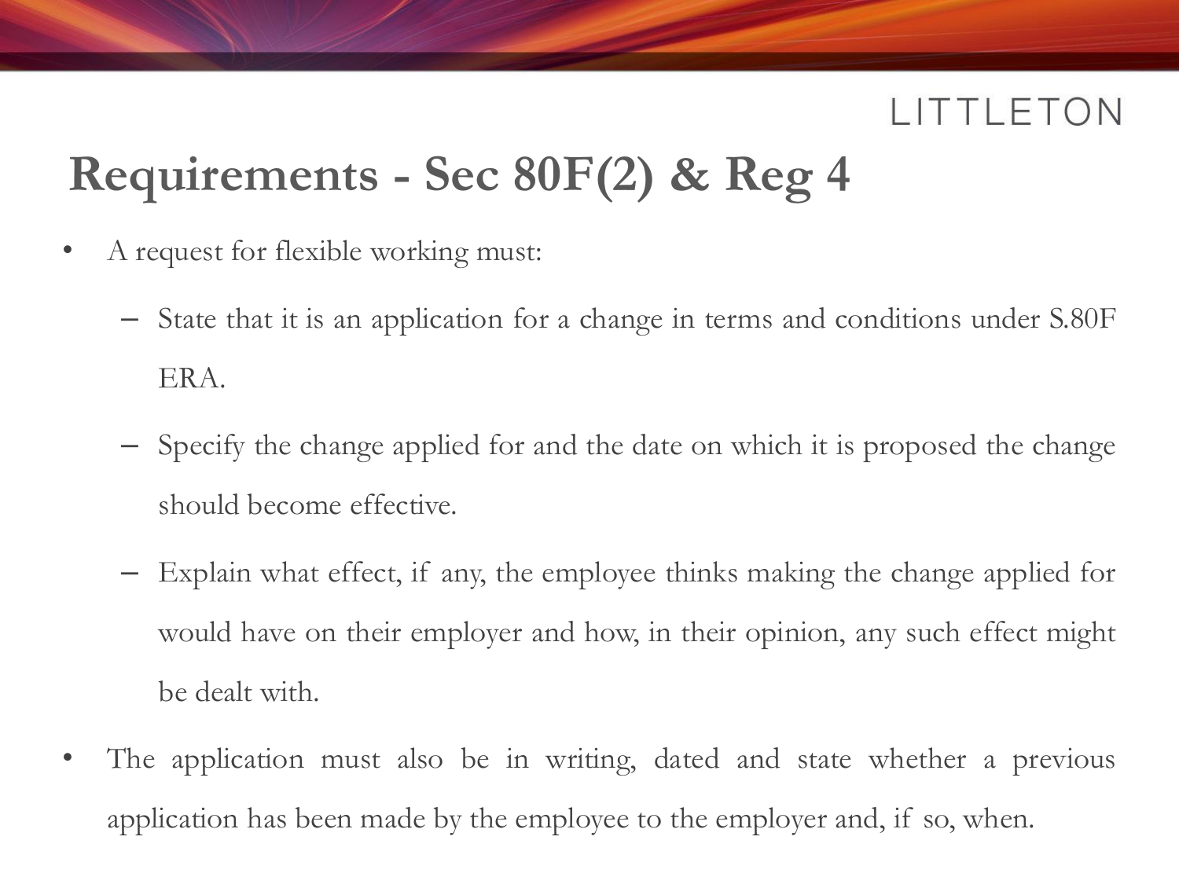# Requirements - Sec 80F(2) & Reg 4

- A request for flexible working must:
  - State that it is an application for a change in terms and conditions under S.80F ERA.
  - Specify the change applied for and the date on which it is proposed the change should become effective.
  - Explain what effect, if any, the employee thinks making the change applied for would have on their employer and how, in their opinion, any such effect might be dealt with.
- The application must also be in writing, dated and state whether a previous application has been made by the employee to the employer and, if so, when.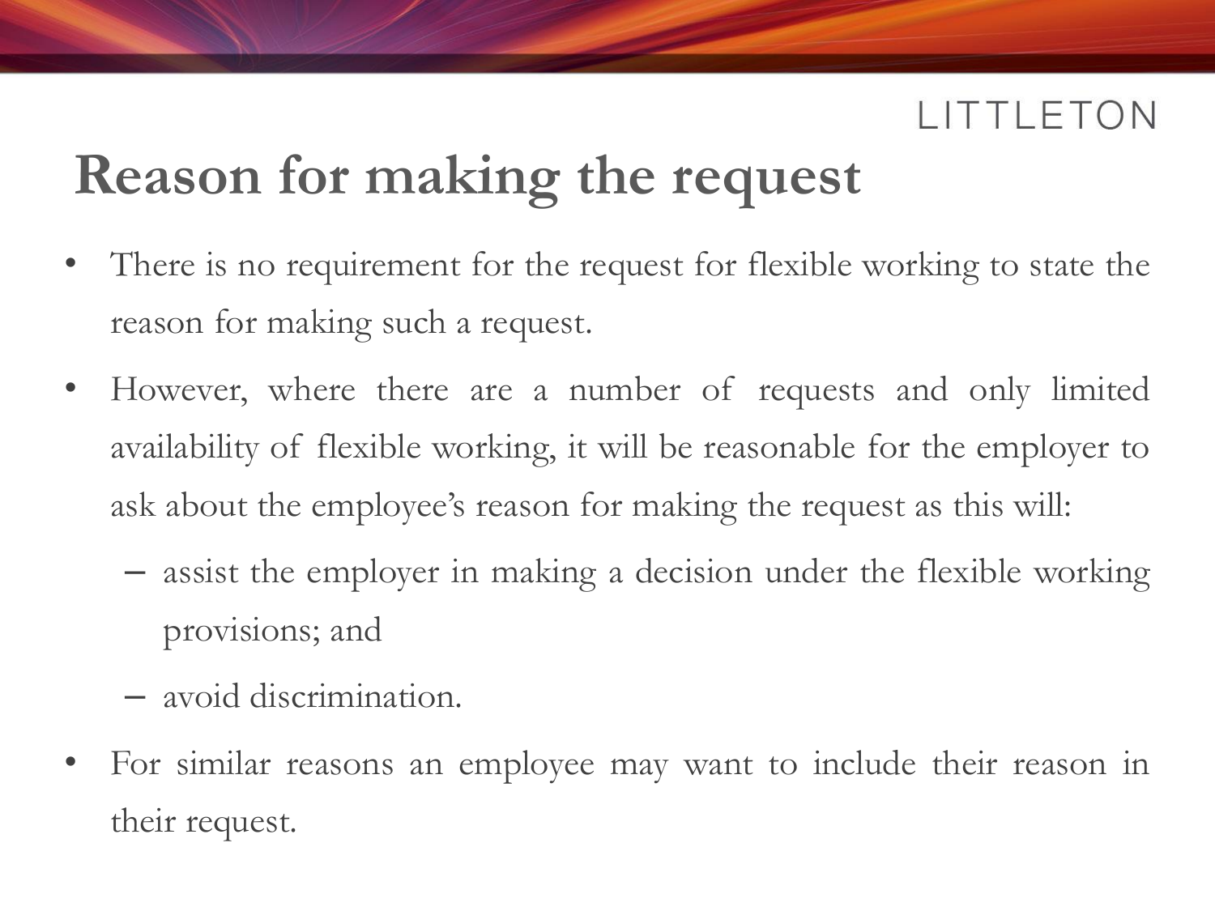# Reason for making the request

- There is no requirement for the request for flexible working to state the reason for making such a request.
- However, where there are a number of requests and only limited availability of flexible working, it will be reasonable for the employer to ask about the employee's reason for making the request as this will:
  - assist the employer in making a decision under the flexible working provisions; and
  - avoid discrimination.
- For similar reasons an employee may want to include their reason in their request.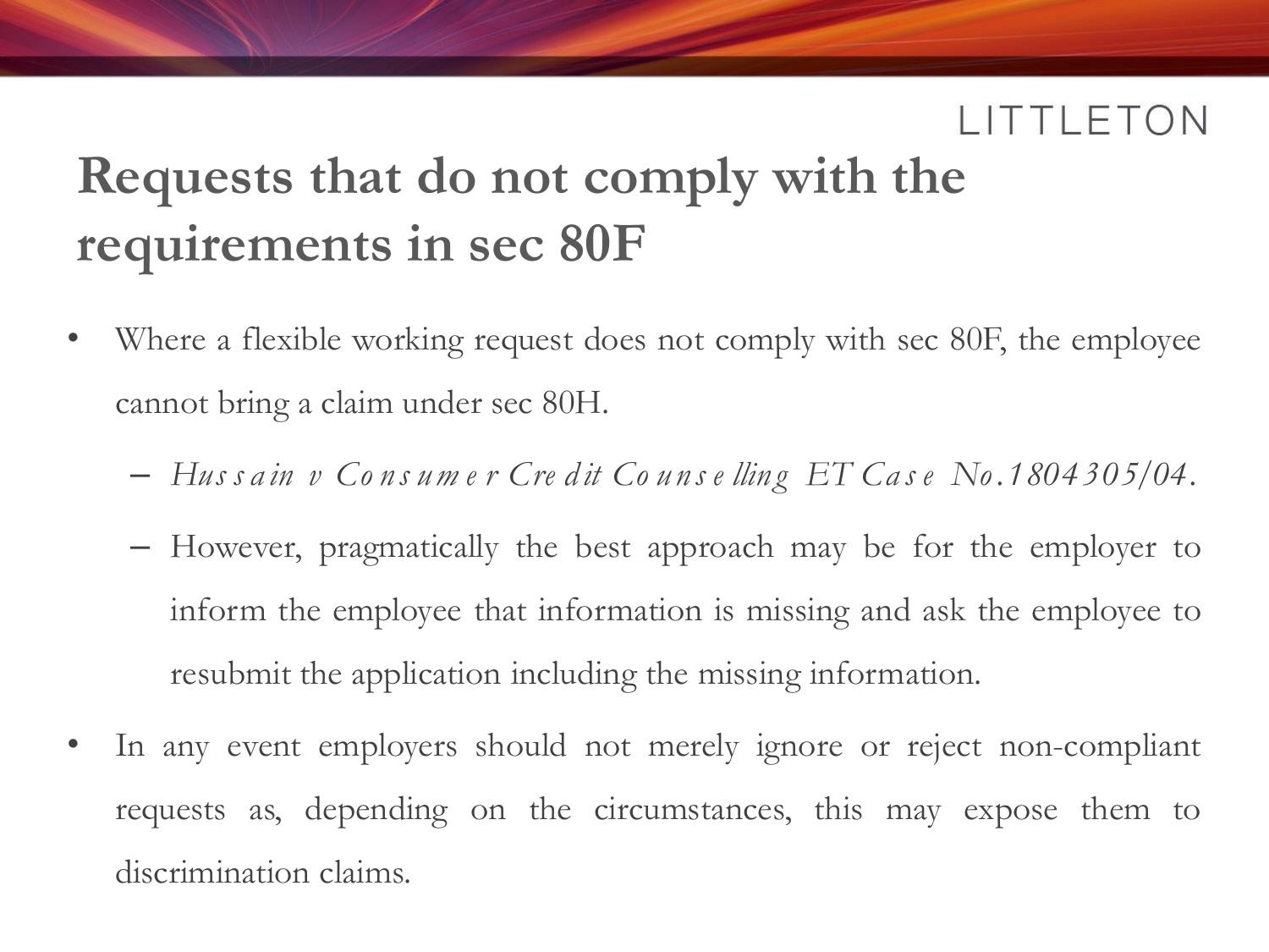## Requests that do not comply with the requirements in sec 80F

- Where a flexible working request does not comply with sec 80F, the employee cannot bring a claim under sec 80H.
  - *Hussain v Consumer Credit Counselling ET Case No.1804305/04.*
  - However, pragmatically the best approach may be for the employer to inform the employee that information is missing and ask the employee to resubmit the application including the missing information.
- In any event employers should not merely ignore or reject non-compliant requests as, depending on the circumstances, this may expose them to discrimination claims.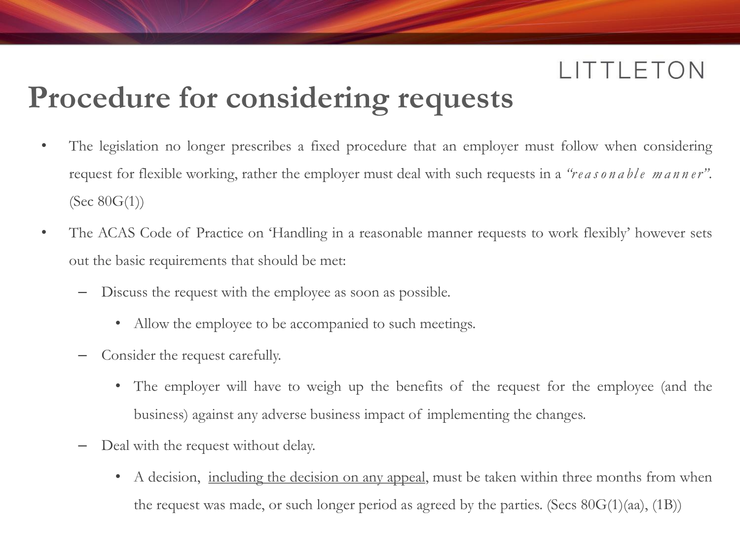# Procedure for considering requests

- The legislation no longer prescribes a fixed procedure that an employer must follow when considering request for flexible working, rather the employer must deal with such requests in a *"reasonable manner"*. (Sec 80G(1))
- The ACAS Code of Practice on 'Handling in a reasonable manner requests to work flexibly' however sets out the basic requirements that should be met:
  - Discuss the request with the employee as soon as possible.
    - Allow the employee to be accompanied to such meetings.
  - Consider the request carefully.
    - The employer will have to weigh up the benefits of the request for the employee (and the business) against any adverse business impact of implementing the changes.
  - Deal with the request without delay.
    - A decision, <u>including the decision on any appeal</u>, must be taken within three months from when the request was made, or such longer period as agreed by the parties. (Secs 80G(1)(aa), (1B))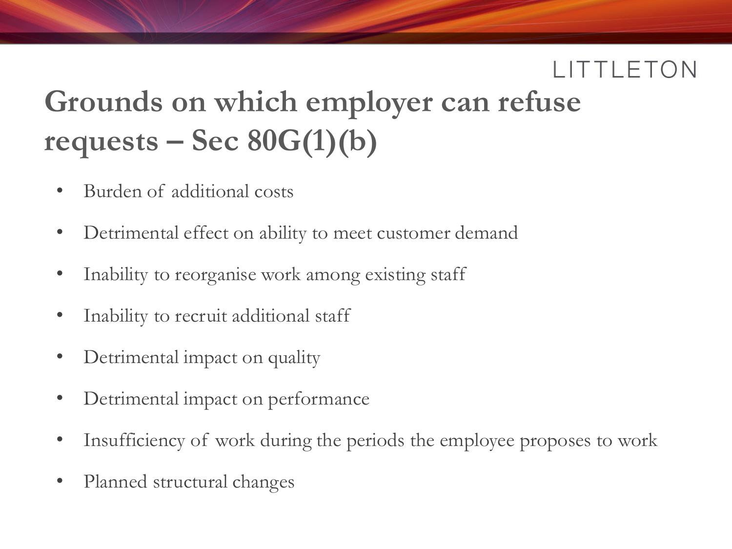# Grounds on which employer can refuse requests – Sec 80G(1)(b)

- Burden of additional costs
- Detrimental effect on ability to meet customer demand
- Inability to reorganise work among existing staff
- Inability to recruit additional staff
- Detrimental impact on quality
- Detrimental impact on performance
- Insufficiency of work during the periods the employee proposes to work
- Planned structural changes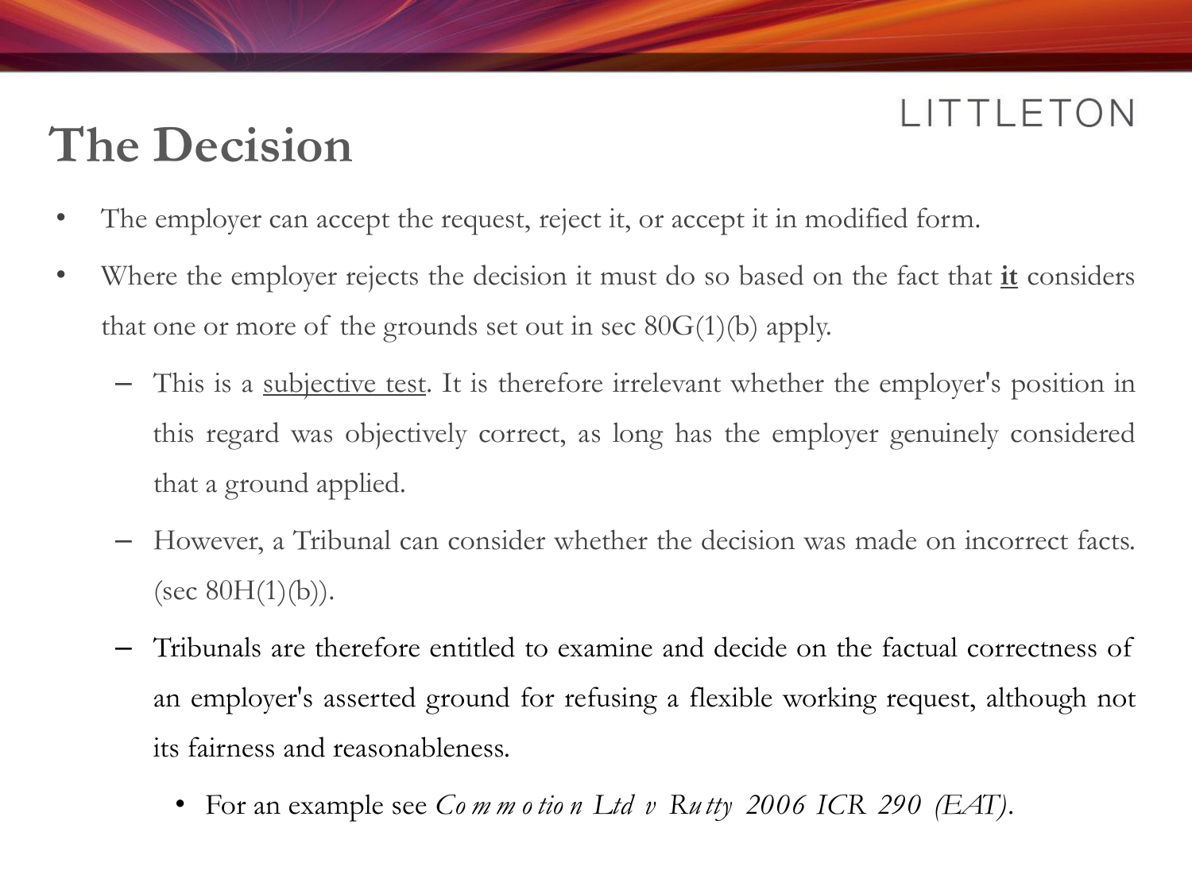# The Decision

- The employer can accept the request, reject it, or accept it in modified form.
- Where the employer rejects the decision it must do so based on the fact that **it** considers that one or more of the grounds set out in sec 80G(1)(b) apply.
  - This is a subjective test. It is therefore irrelevant whether the employer's position in this regard was objectively correct, as long has the employer genuinely considered that a ground applied.
  - However, a Tribunal can consider whether the decision was made on incorrect facts. (sec 80H(1)(b)).
  - Tribunals are therefore entitled to examine and decide on the factual correctness of an employer's asserted ground for refusing a flexible working request, although not its fairness and reasonableness.
    - For an example see *Commotion Ltd v Rutty 2006 ICR 290 (EAT)*.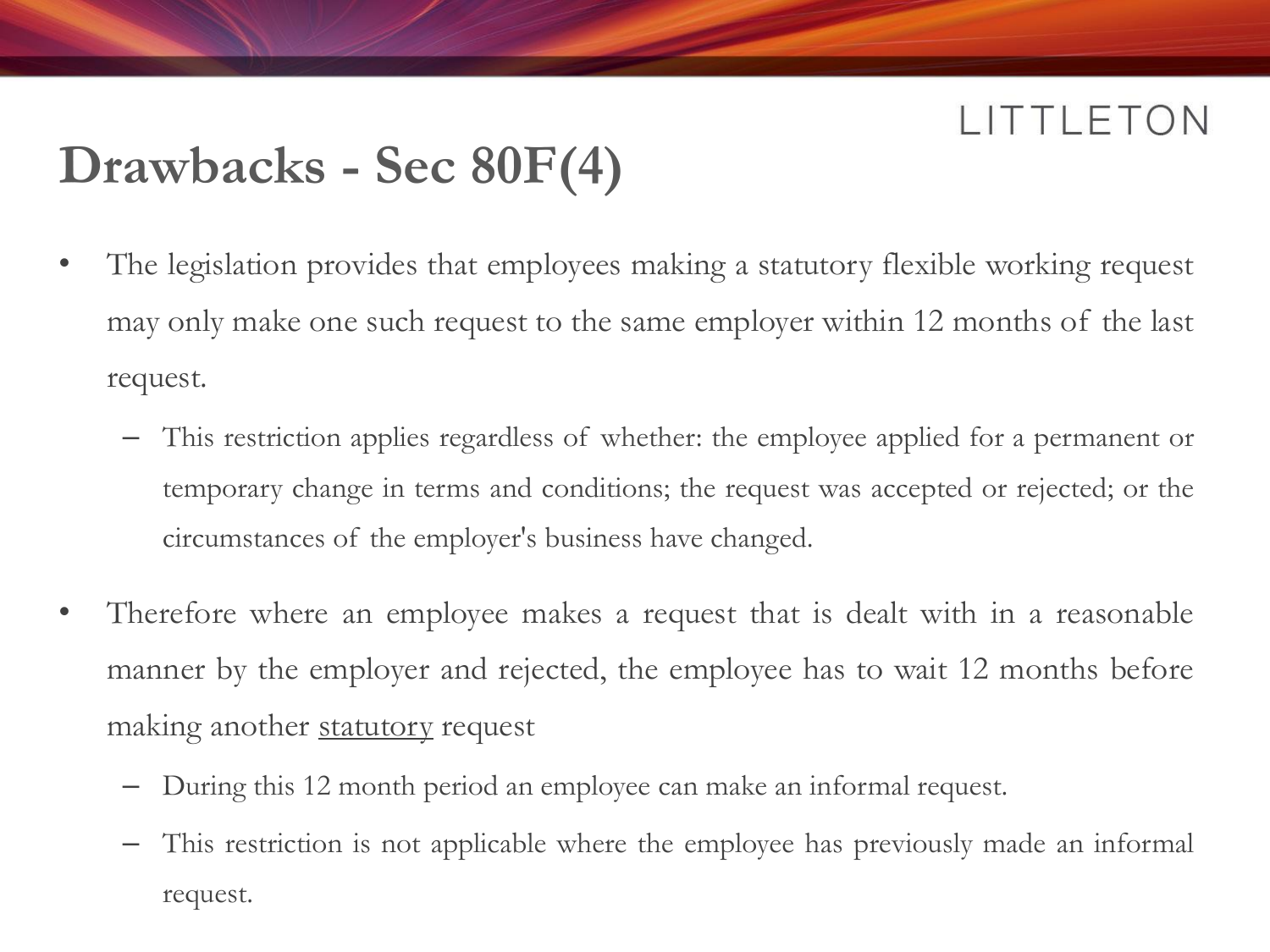# Drawbacks - Sec 80F(4)

- The legislation provides that employees making a statutory flexible working request may only make one such request to the same employer within 12 months of the last request.
  - This restriction applies regardless of whether: the employee applied for a permanent or temporary change in terms and conditions; the request was accepted or rejected; or the circumstances of the employer's business have changed.
- Therefore where an employee makes a request that is dealt with in a reasonable manner by the employer and rejected, the employee has to wait 12 months before making another <u>statutory</u> request
  - During this 12 month period an employee can make an informal request.
  - This restriction is not applicable where the employee has previously made an informal request.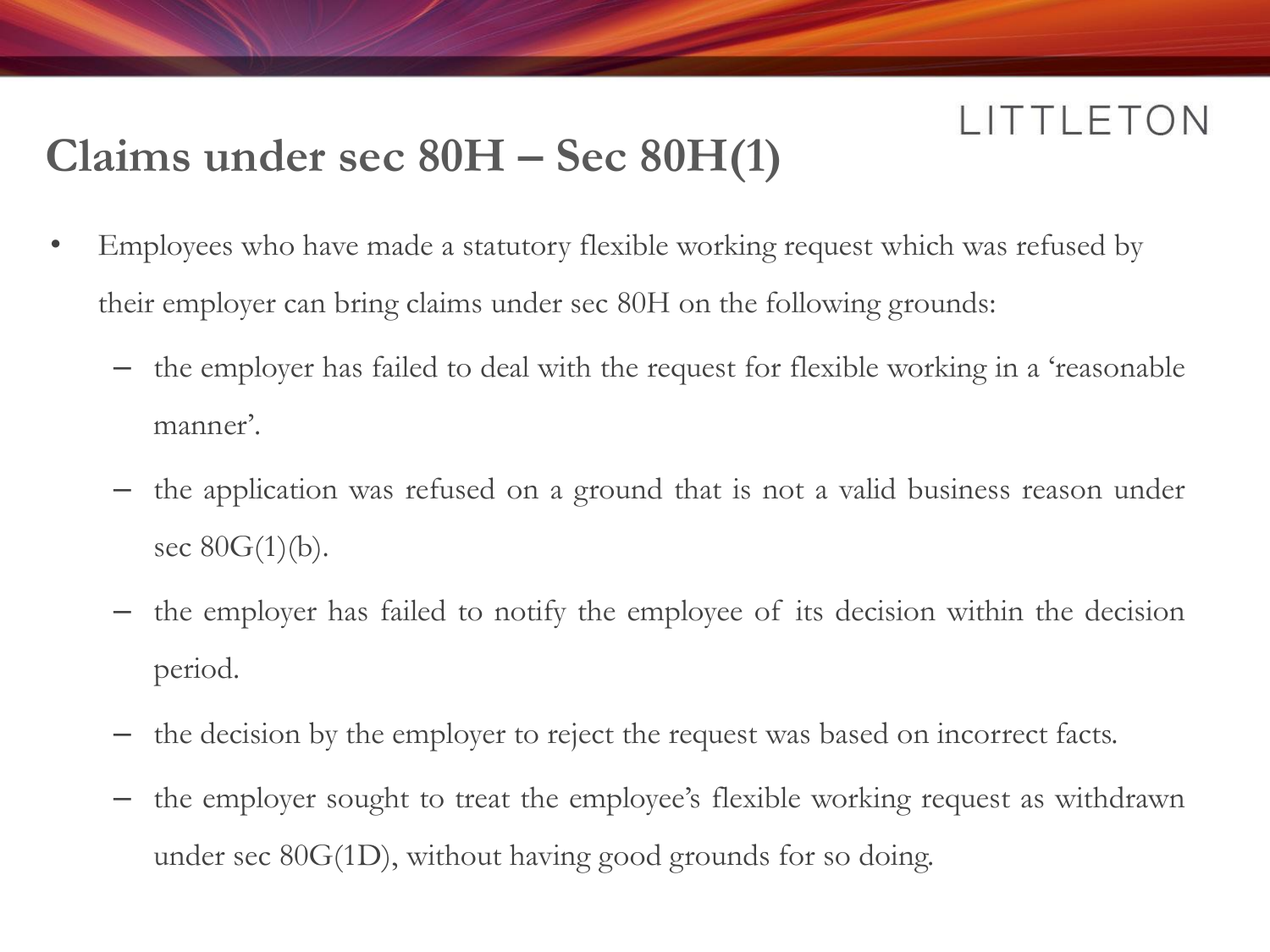## Claims under sec 80H – Sec 80H(1)

- Employees who have made a statutory flexible working request which was refused by their employer can bring claims under sec 80H on the following grounds:
  - the employer has failed to deal with the request for flexible working in a 'reasonable manner'.
  - the application was refused on a ground that is not a valid business reason under sec 80G(1)(b).
  - the employer has failed to notify the employee of its decision within the decision period.
  - the decision by the employer to reject the request was based on incorrect facts.
  - the employer sought to treat the employee's flexible working request as withdrawn under sec 80G(1D), without having good grounds for so doing.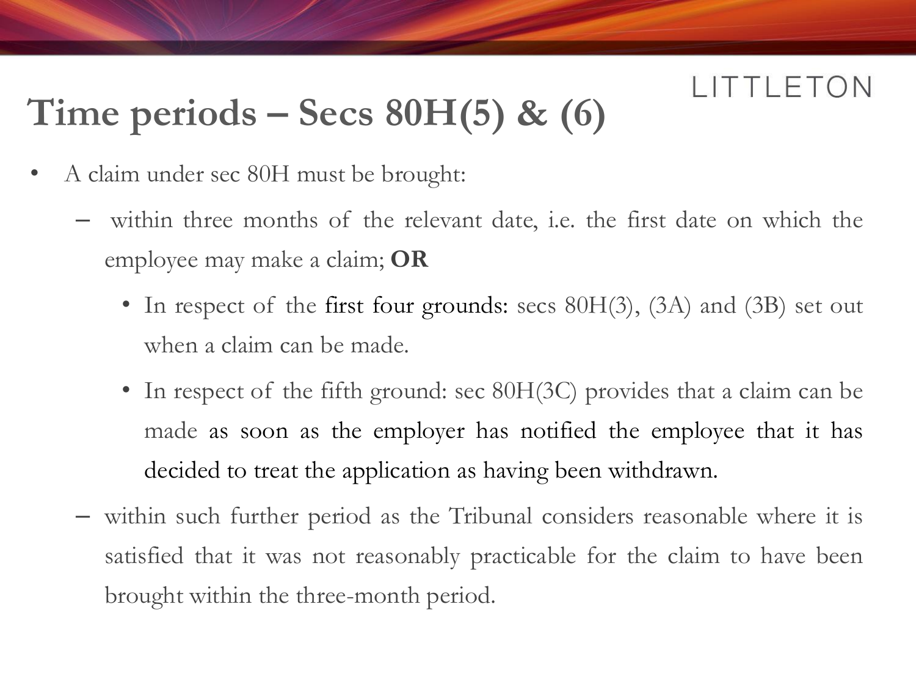# Time periods – Secs 80H(5) & (6)

- A claim under sec 80H must be brought:
  - within three months of the relevant date, i.e. the first date on which the employee may make a claim; **OR**
    - In respect of the first four grounds: secs 80H(3), (3A) and (3B) set out when a claim can be made.
    - In respect of the fifth ground: sec 80H(3C) provides that a claim can be made as soon as the employer has notified the employee that it has decided to treat the application as having been withdrawn.
  - within such further period as the Tribunal considers reasonable where it is satisfied that it was not reasonably practicable for the claim to have been brought within the three-month period.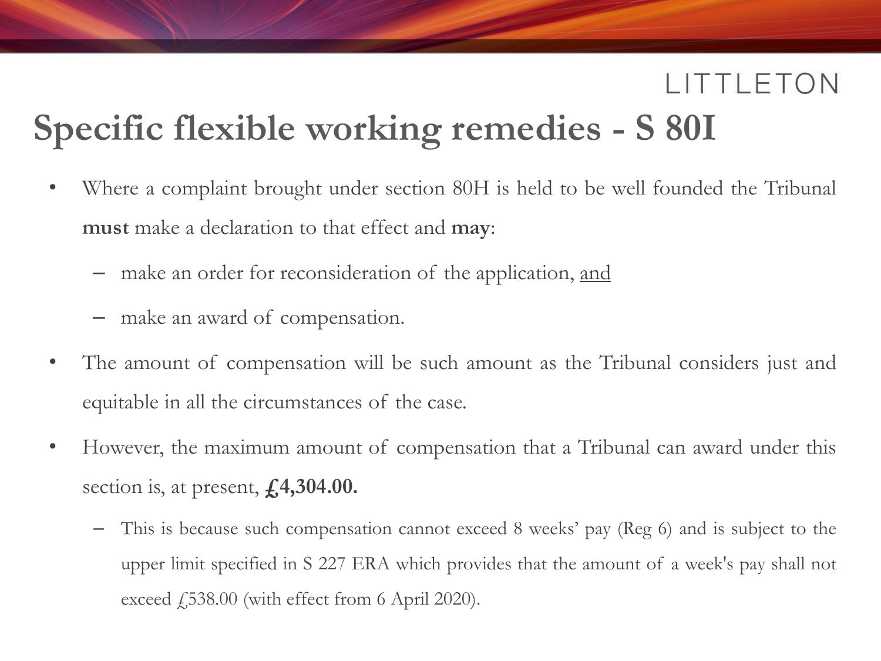# Specific flexible working remedies - S 80I

- Where a complaint brought under section 80H is held to be well founded the Tribunal **must** make a declaration to that effect and **may**:
  - make an order for reconsideration of the application, <u>and</u>
  - make an award of compensation.
- The amount of compensation will be such amount as the Tribunal considers just and equitable in all the circumstances of the case.
- However, the maximum amount of compensation that a Tribunal can award under this section is, at present, **£4,304.00.**
  - This is because such compensation cannot exceed 8 weeks' pay (Reg 6) and is subject to the upper limit specified in S 227 ERA which provides that the amount of a week's pay shall not exceed £538.00 (with effect from 6 April 2020).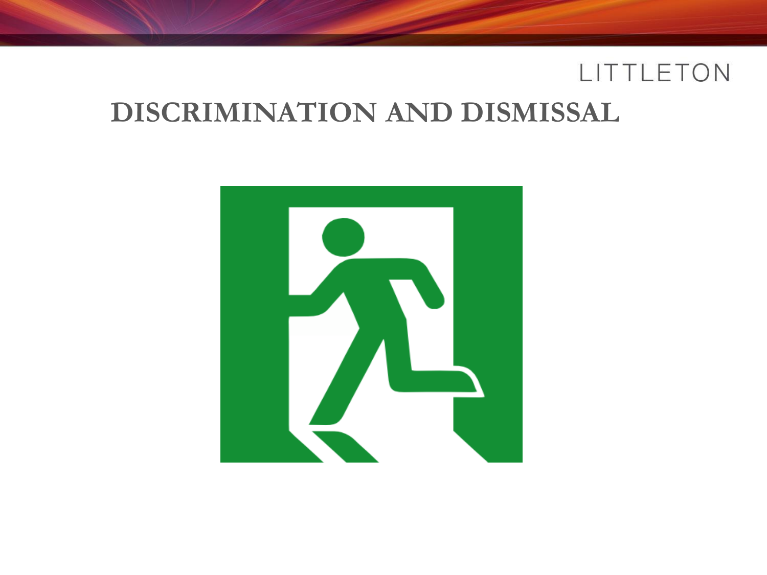# DISCRIMINATION AND DISMISSAL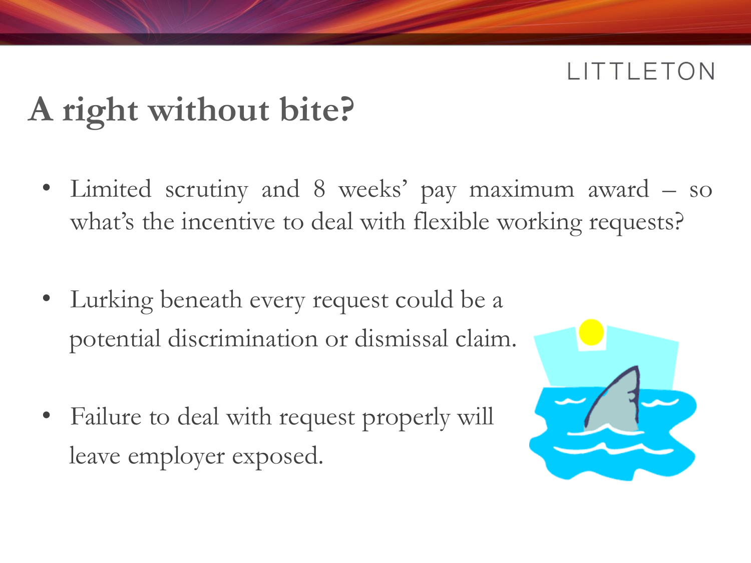# A right without bite?

- Limited scrutiny and 8 weeks' pay maximum award – so what's the incentive to deal with flexible working requests?

- Lurking beneath every request could be a potential discrimination or dismissal claim.

- Failure to deal with request properly will leave employer exposed.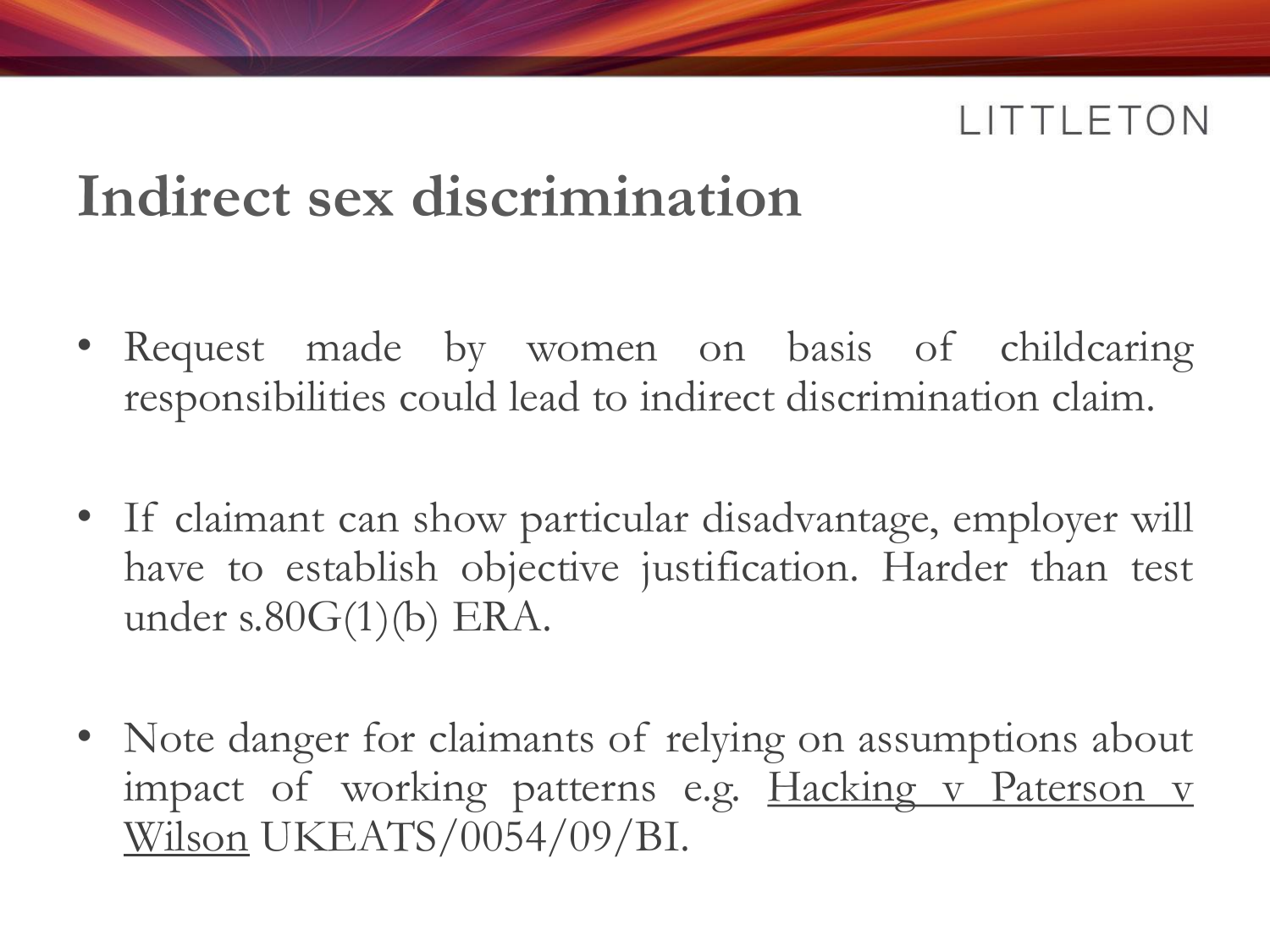# Indirect sex discrimination

- Request made by women on basis of childcaring responsibilities could lead to indirect discrimination claim.
- If claimant can show particular disadvantage, employer will have to establish objective justification. Harder than test under s.80G(1)(b) ERA.
- Note danger for claimants of relying on assumptions about impact of working patterns e.g. <u>Hacking v Paterson v Wilson</u> UKEATS/0054/09/BI.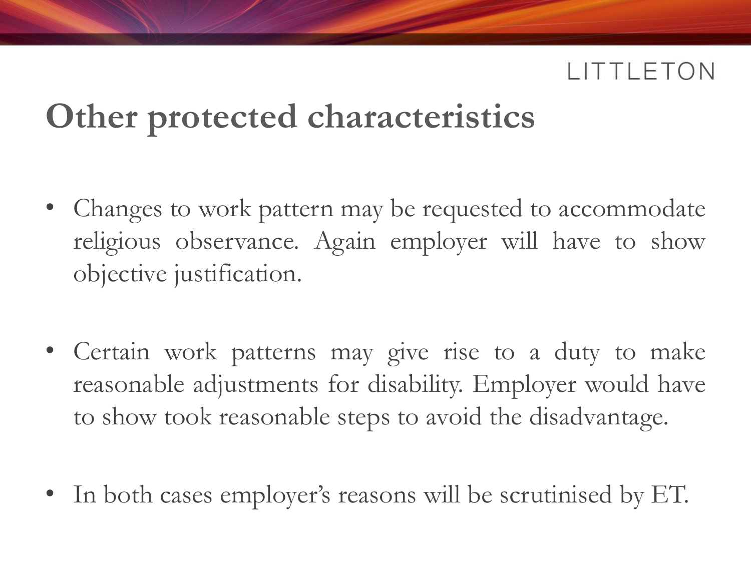# Other protected characteristics

- Changes to work pattern may be requested to accommodate religious observance. Again employer will have to show objective justification.

- Certain work patterns may give rise to a duty to make reasonable adjustments for disability. Employer would have to show took reasonable steps to avoid the disadvantage.

- In both cases employer's reasons will be scrutinised by ET.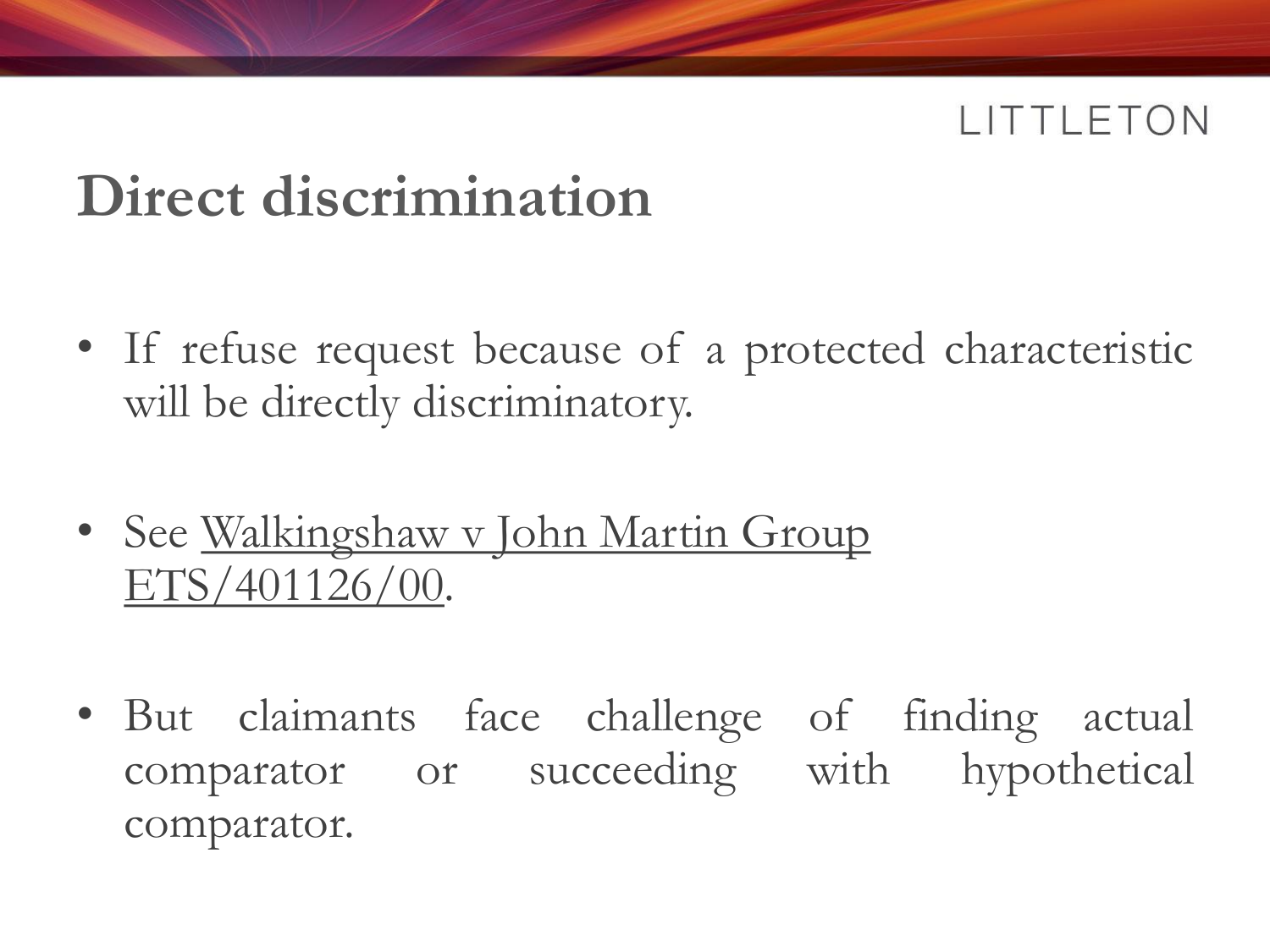# Direct discrimination

- If refuse request because of a protected characteristic will be directly discriminatory.

- See Walkingshaw v John Martin Group ETS/401126/00.

- But claimants face challenge of finding actual comparator or succeeding with hypothetical comparator.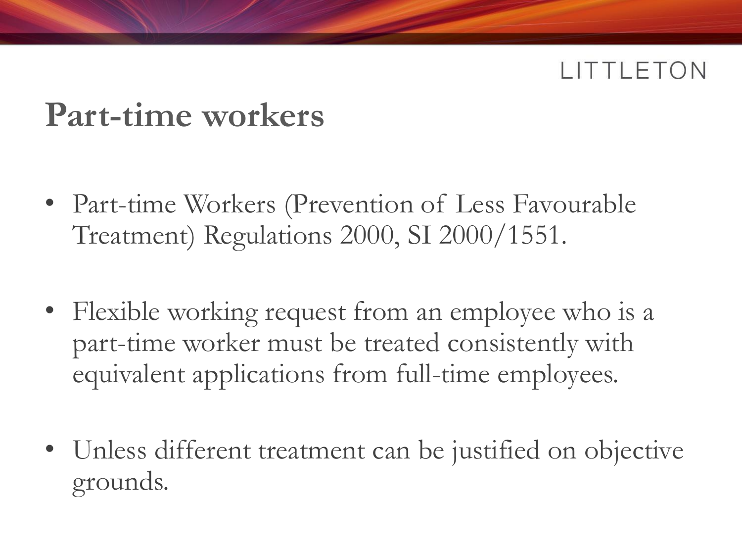# Part-time workers

- Part-time Workers (Prevention of Less Favourable Treatment) Regulations 2000, SI 2000/1551.
- Flexible working request from an employee who is a part-time worker must be treated consistently with equivalent applications from full-time employees.
- Unless different treatment can be justified on objective grounds.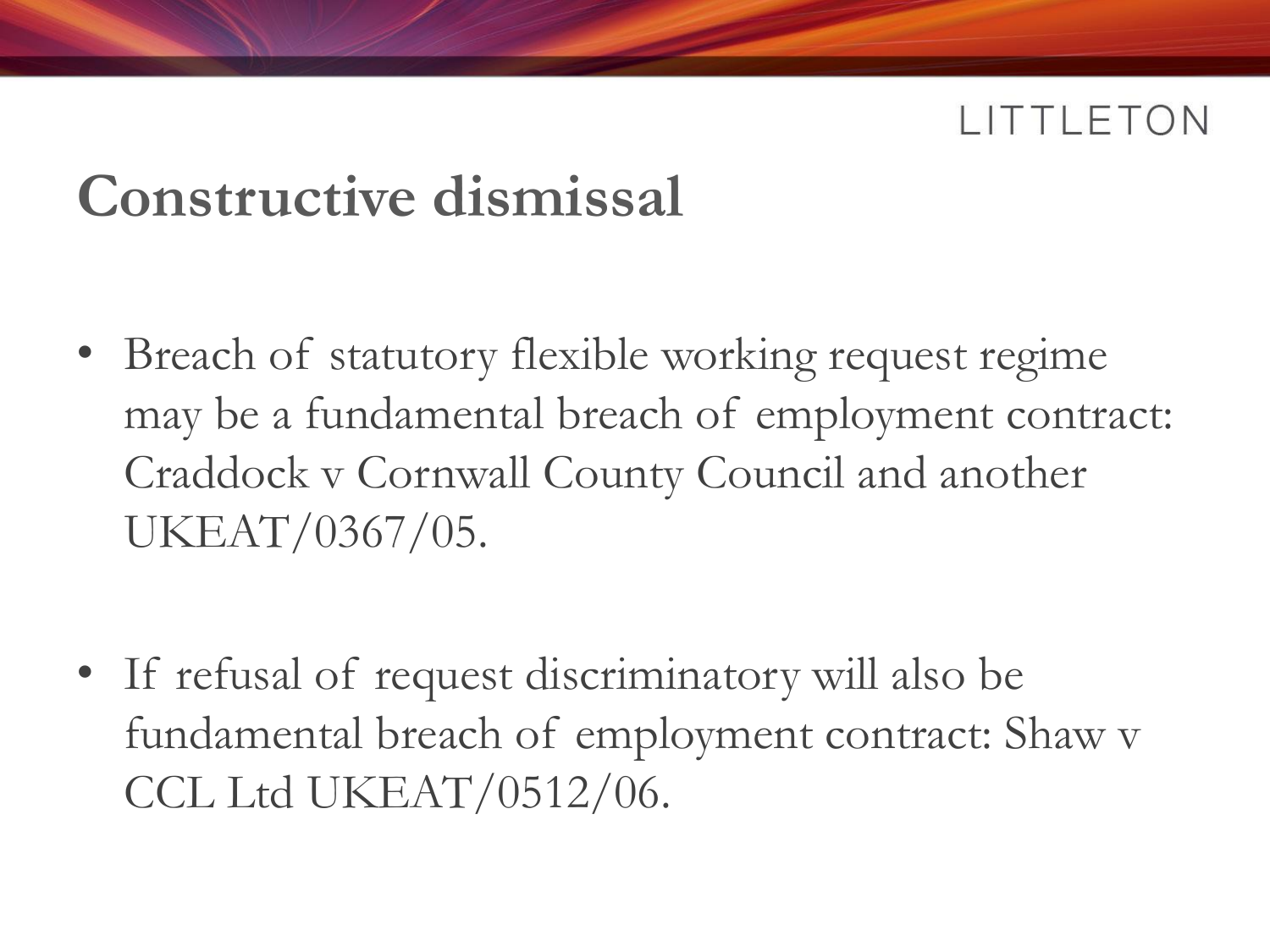# Constructive dismissal

- Breach of statutory flexible working request regime may be a fundamental breach of employment contract: Craddock v Cornwall County Council and another UKEAT/0367/05.

- If refusal of request discriminatory will also be fundamental breach of employment contract: Shaw v CCL Ltd UKEAT/0512/06.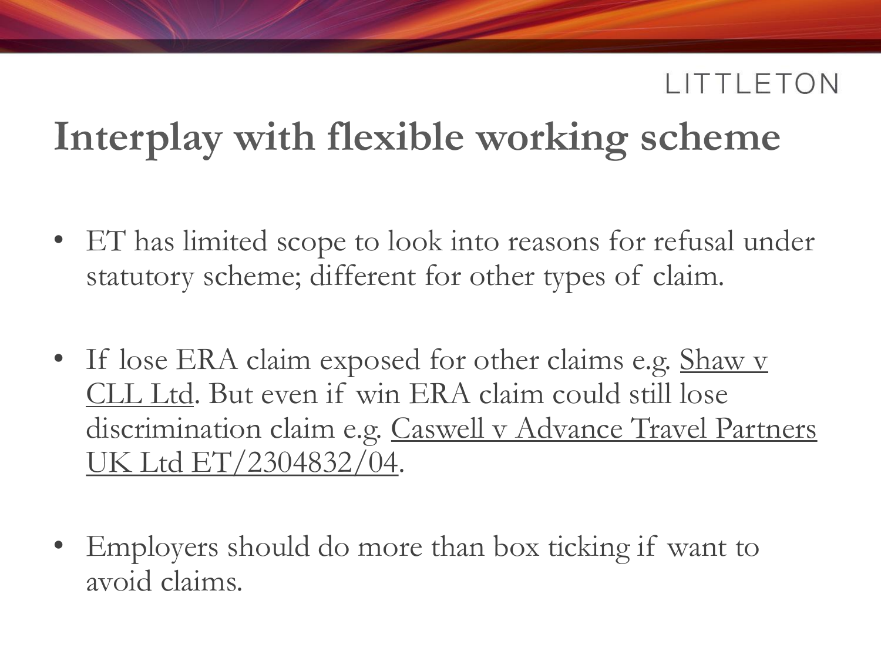# Interplay with flexible working scheme

- ET has limited scope to look into reasons for refusal under statutory scheme; different for other types of claim.

- If lose ERA claim exposed for other claims e.g. Shaw v CLL Ltd. But even if win ERA claim could still lose discrimination claim e.g. Caswell v Advance Travel Partners UK Ltd ET/2304832/04.

- Employers should do more than box ticking if want to avoid claims.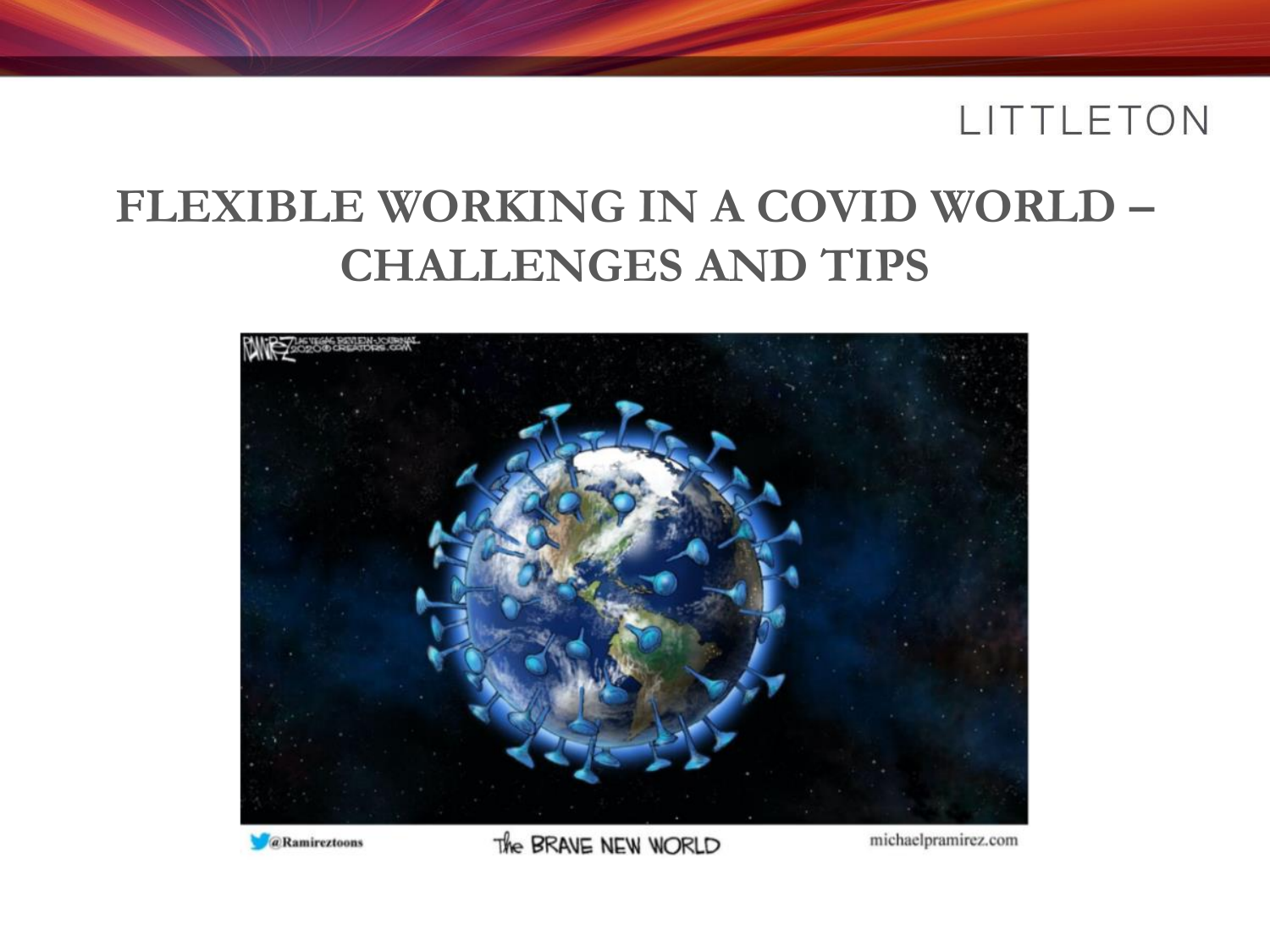LITTLETON

# FLEXIBLE WORKING IN A COVID WORLD – CHALLENGES AND TIPS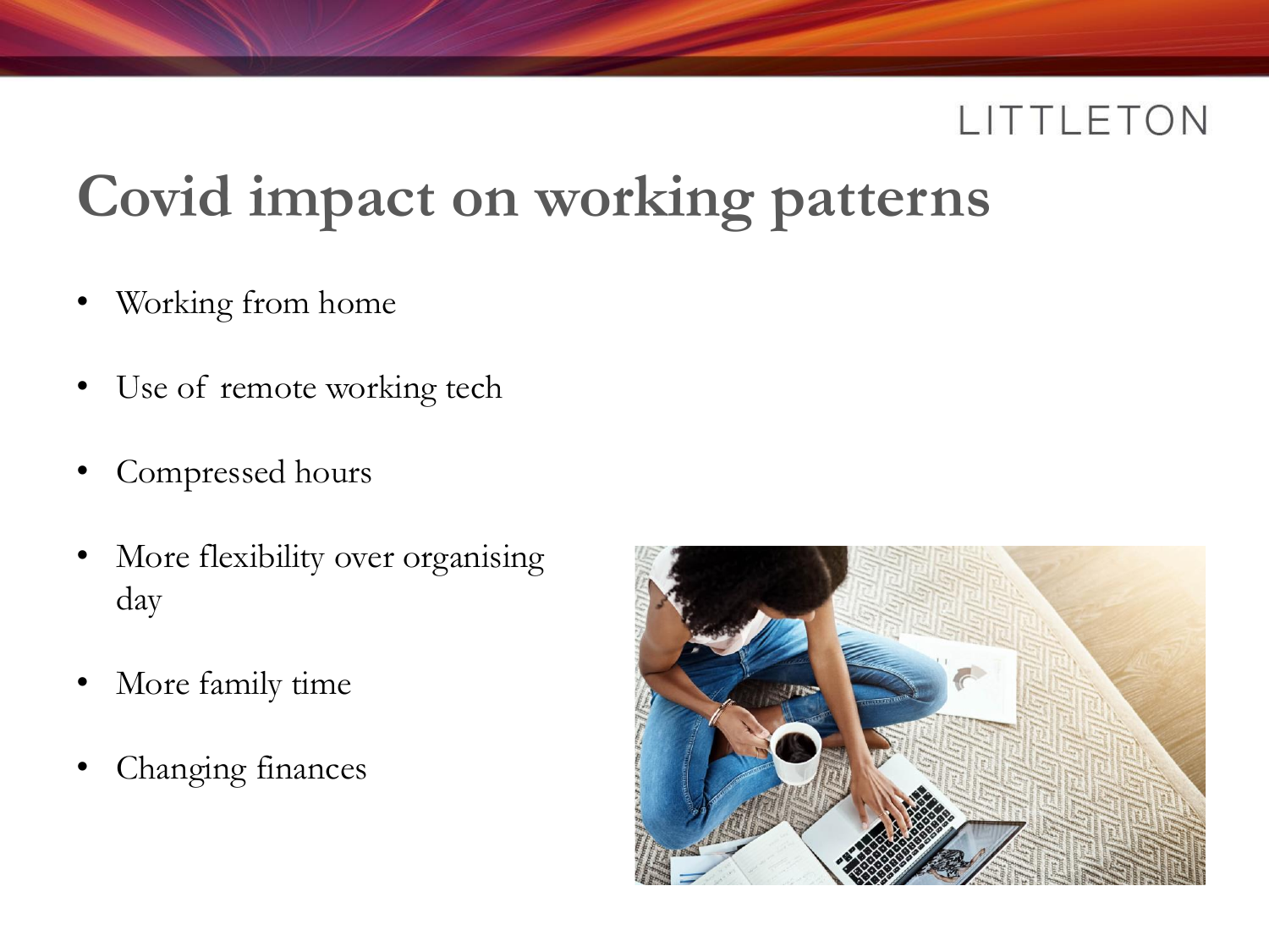# Covid impact on working patterns

- Working from home
- Use of remote working tech
- Compressed hours
- More flexibility over organising day
- More family time
- Changing finances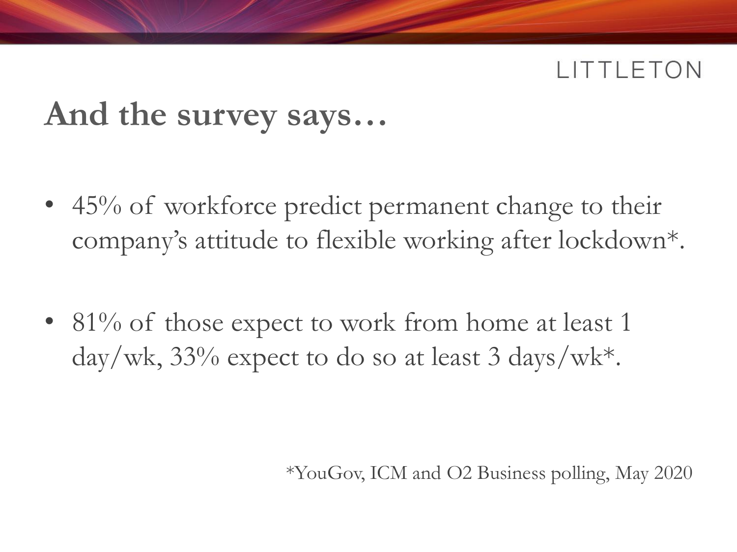## And the survey says…

- 45% of workforce predict permanent change to their company's attitude to flexible working after lockdown*.
- 81% of those expect to work from home at least 1 day/wk, 33% expect to do so at least 3 days/wk*.

*YouGov, ICM and O2 Business polling, May 2020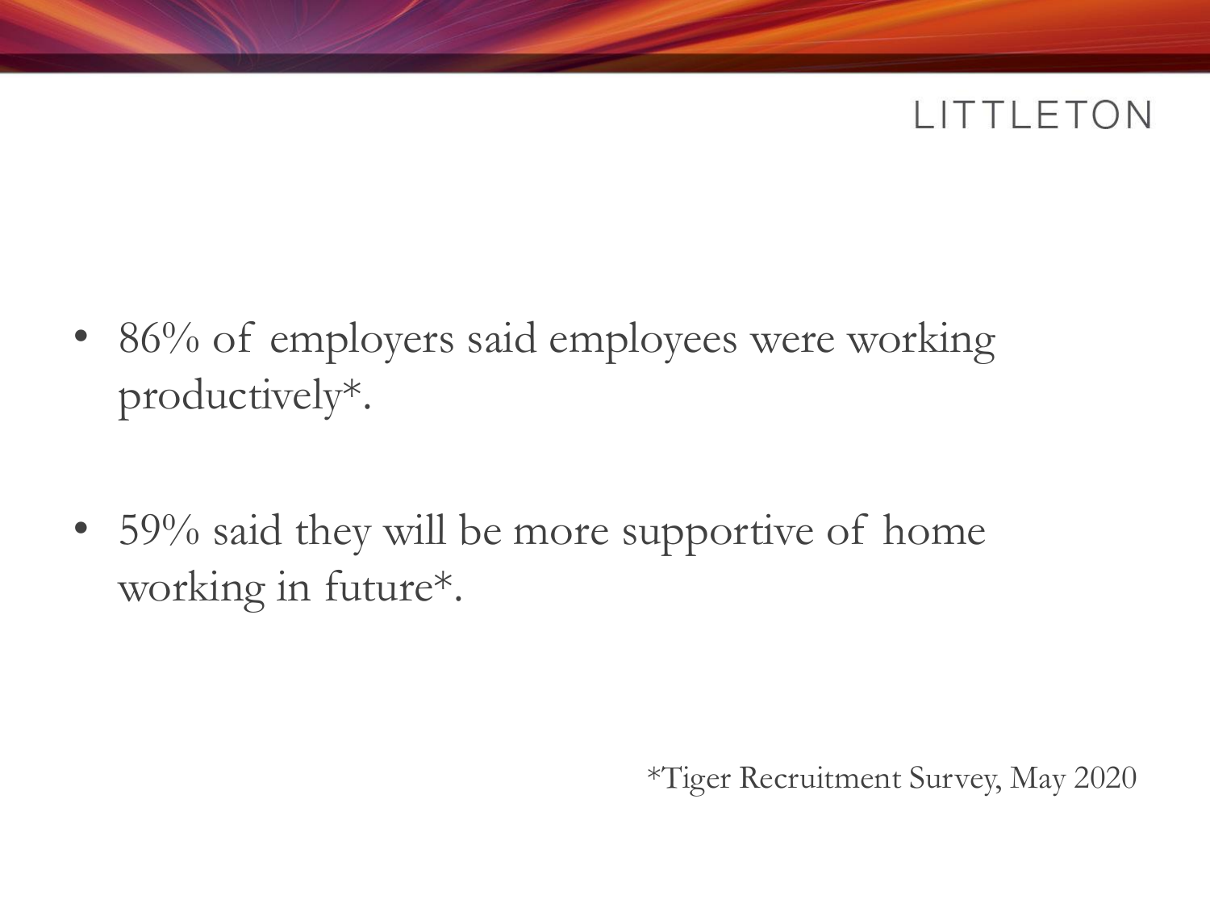- 86% of employers said employees were working productively*.

- 59% said they will be more supportive of home working in future*.

*Tiger Recruitment Survey, May 2020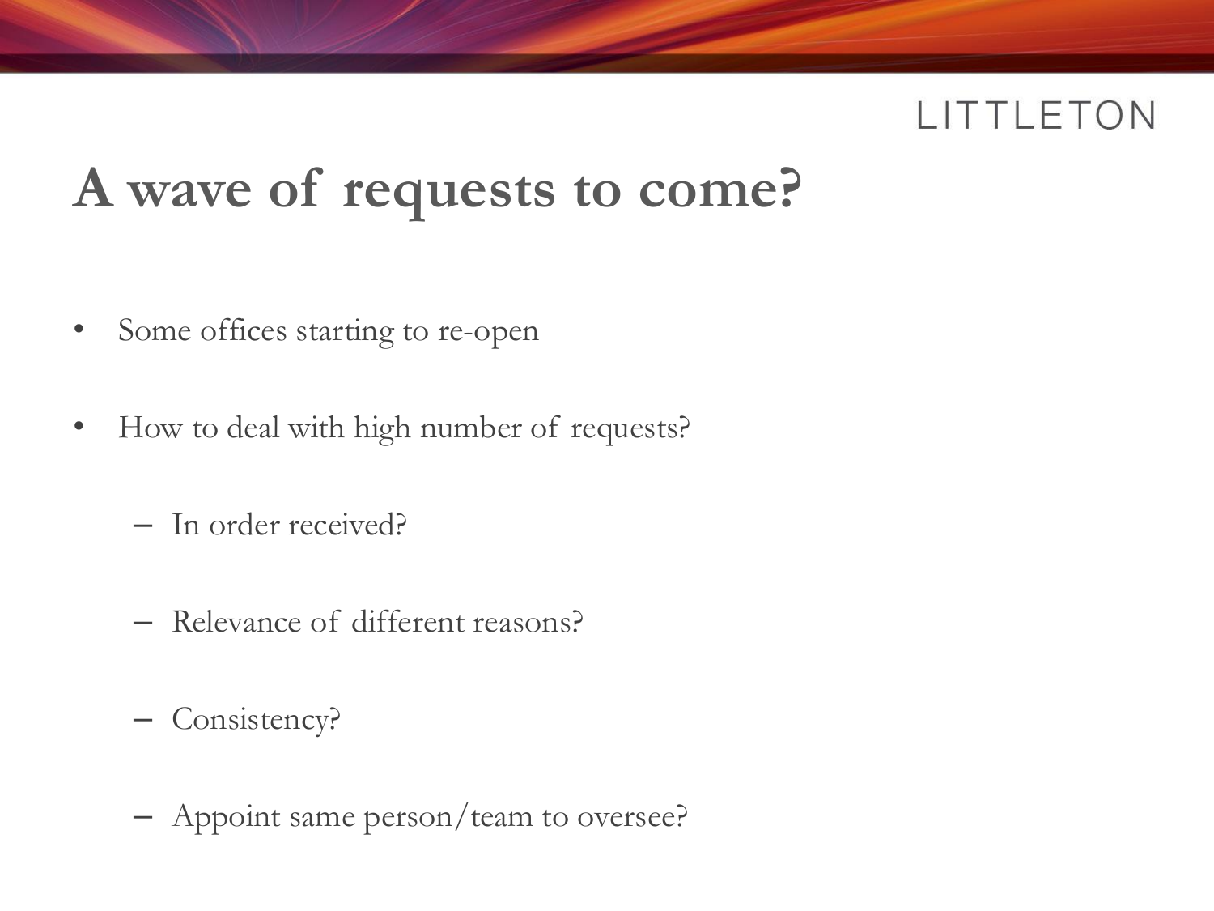# A wave of requests to come?

- Some offices starting to re-open
- How to deal with high number of requests?
  - In order received?
  - Relevance of different reasons?
  - Consistency?
  - Appoint same person/team to oversee?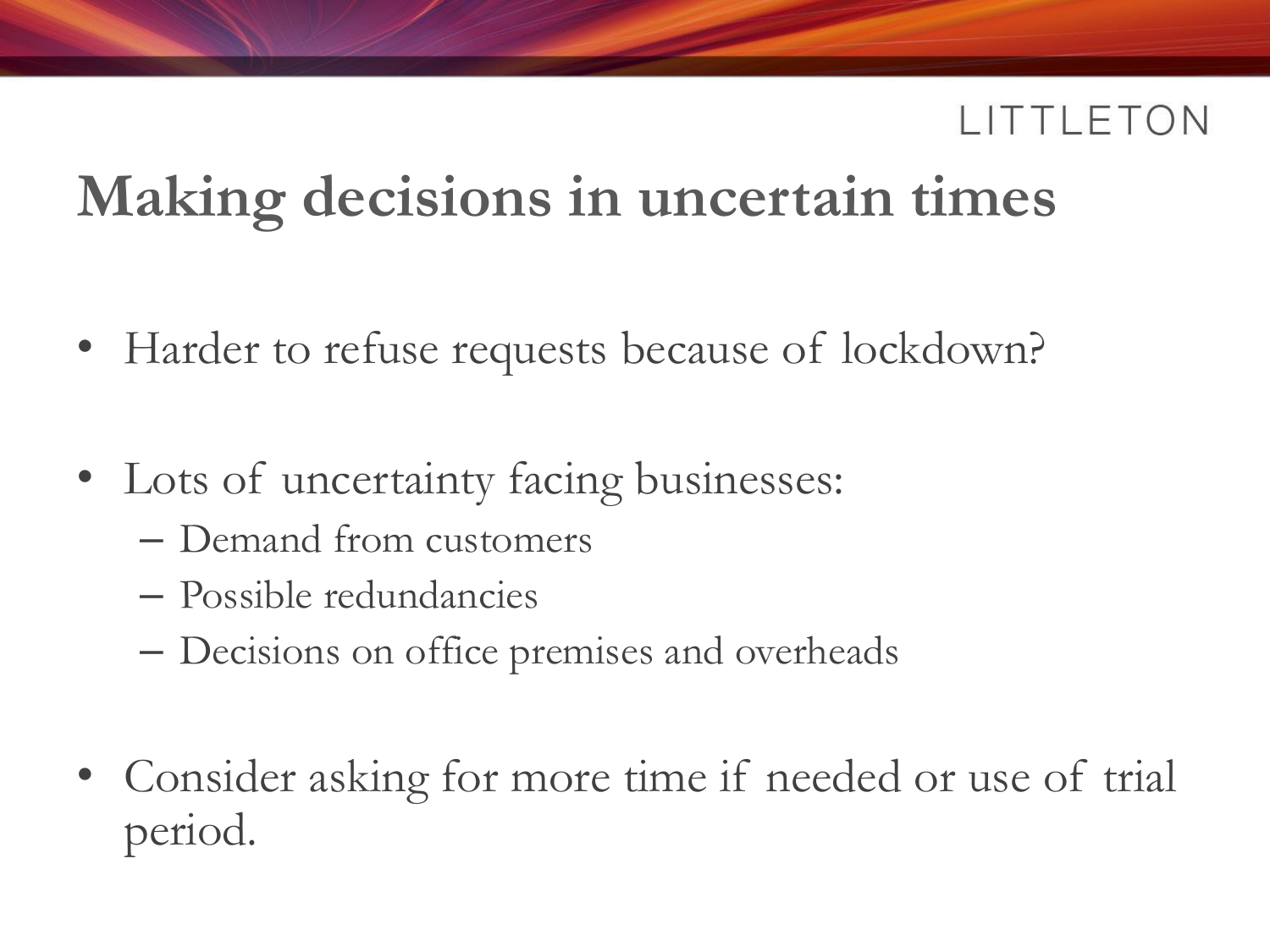# Making decisions in uncertain times

- Harder to refuse requests because of lockdown?

- Lots of uncertainty facing businesses:
  - Demand from customers
  - Possible redundancies
  - Decisions on office premises and overheads

- Consider asking for more time if needed or use of trial period.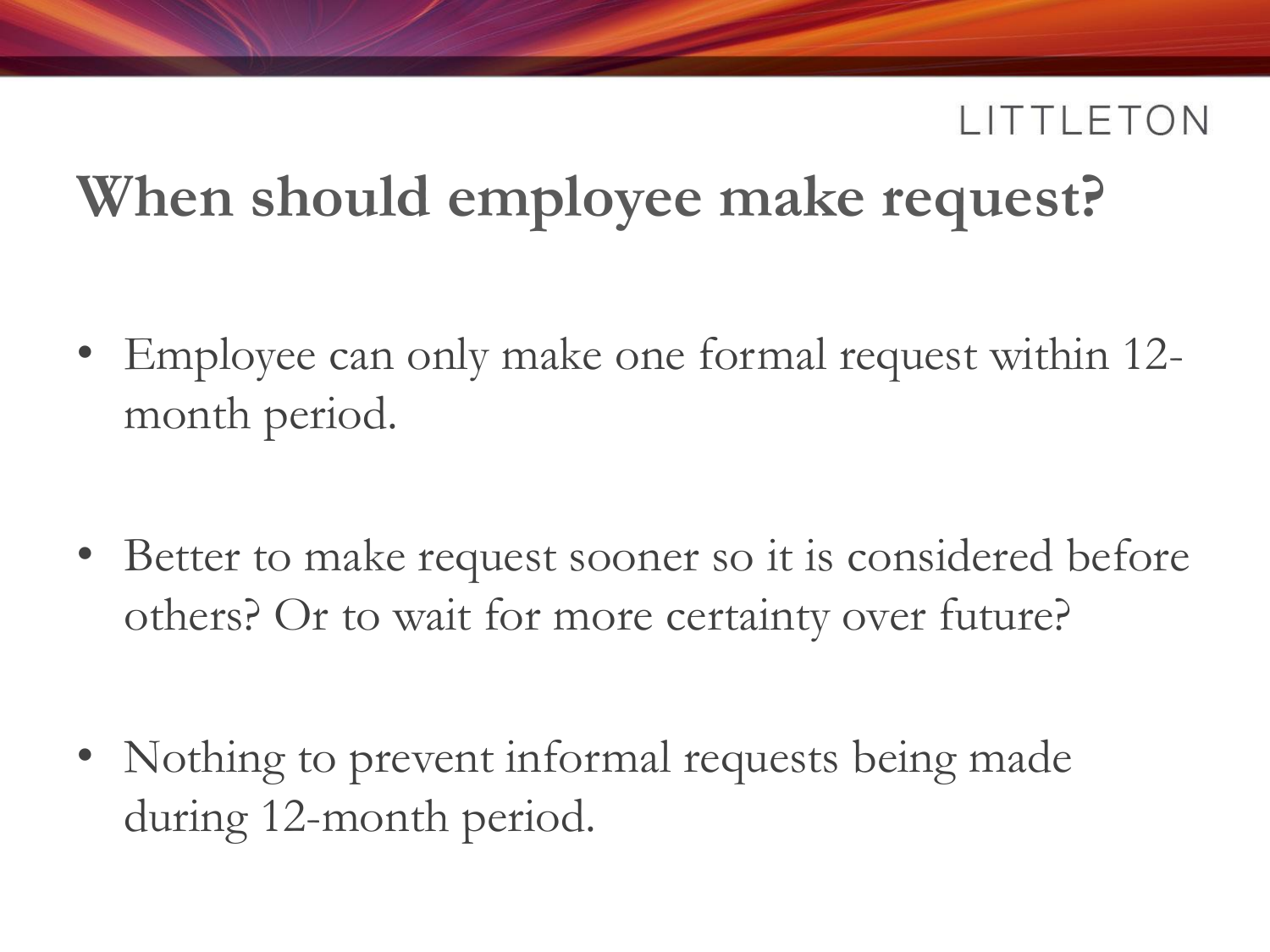## When should employee make request?

- Employee can only make one formal request within 12-month period.
- Better to make request sooner so it is considered before others? Or to wait for more certainty over future?
- Nothing to prevent informal requests being made during 12-month period.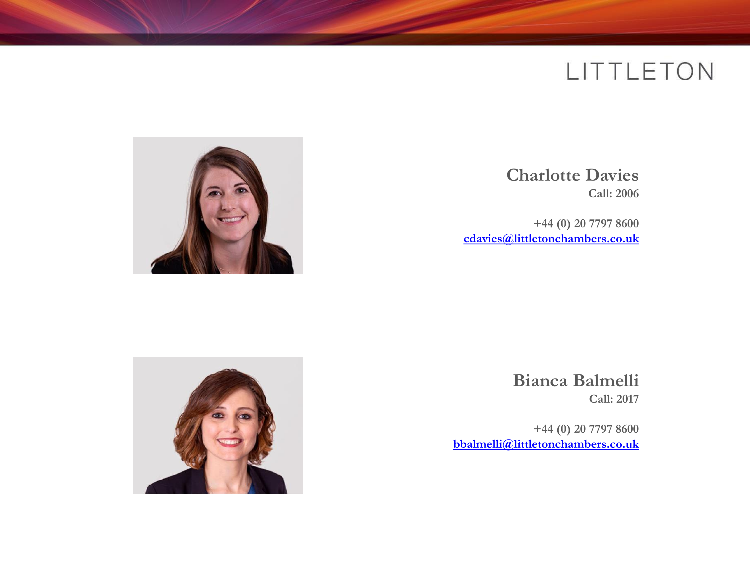LITTLETON

**Charlotte Davies**
**Call: 2006**

**+44 (0) 20 7797 8600**
**cdavies@littletonchambers.co.uk**

**Bianca Balmelli**
**Call: 2017**

**+44 (0) 20 7797 8600**
**bbalmelli@littletonchambers.co.uk**